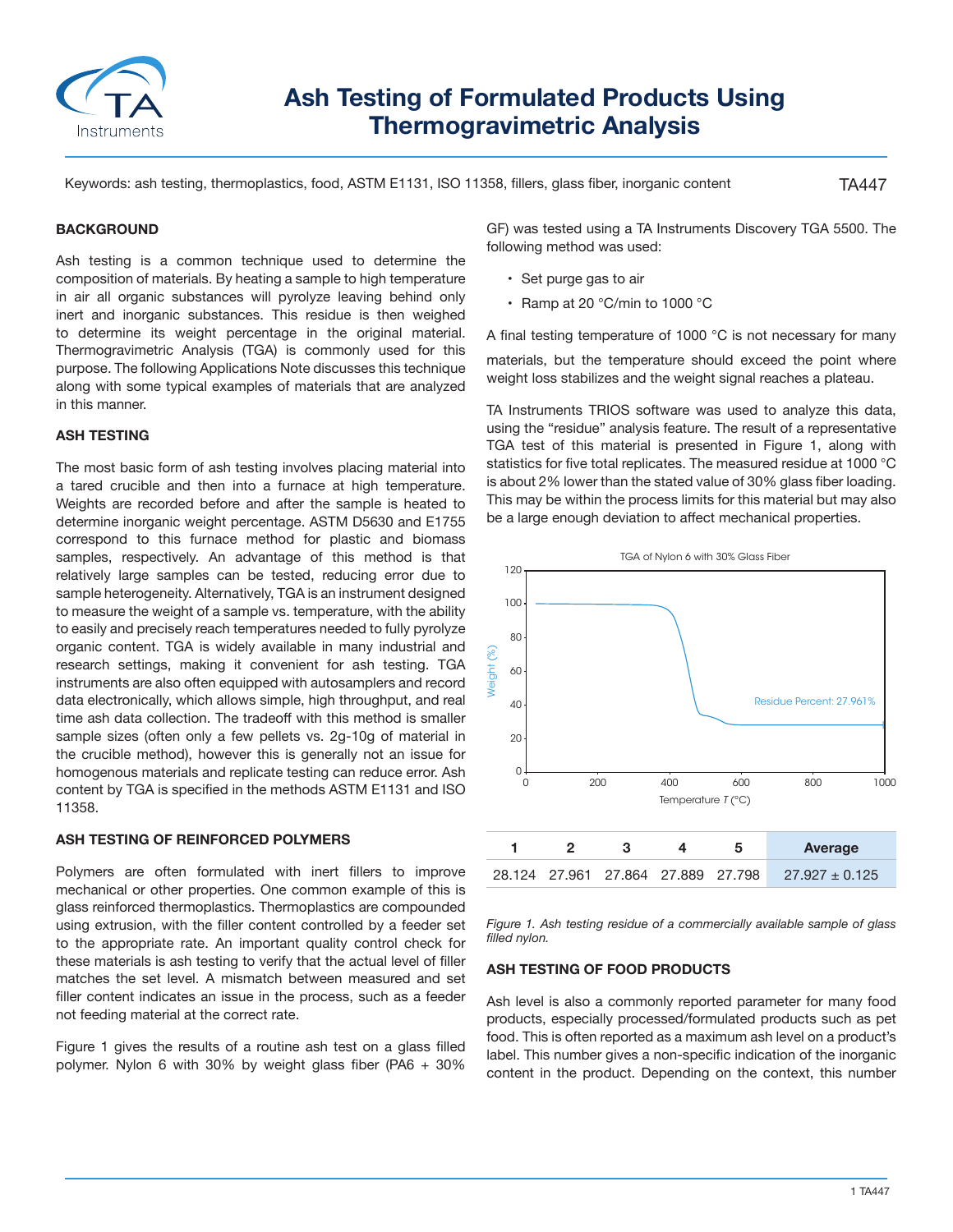# Ash Testing of Formulated Products Using Thermogravimetric Analysis

Keywords: ash testing, thermoplastics, food, ASTM E1131, ISO 11358, fillers, glass fiber, inorganic content

TA447

## BACKGROUND

Ash testing is a common technique used to determine the composition of materials. By heating a sample to high temperature in air all organic substances will pyrolyze leaving behind only inert and inorganic substances. This residue is then weighed to determine its weight percentage in the original material. Thermogravimetric Analysis (TGA) is commonly used for this purpose. The following Applications Note discusses this technique along with some typical examples of materials that are analyzed in this manner.

## ASH TESTING

The most basic form of ash testing involves placing material into a tared crucible and then into a furnace at high temperature. Weights are recorded before and after the sample is heated to determine inorganic weight percentage. ASTM D5630 and E1755 correspond to this furnace method for plastic and biomass samples, respectively. An advantage of this method is that relatively large samples can be tested, reducing error due to sample heterogeneity. Alternatively, TGA is an instrument designed to measure the weight of a sample vs. temperature, with the ability to easily and precisely reach temperatures needed to fully pyrolyze organic content. TGA is widely available in many industrial and research settings, making it convenient for ash testing. TGA instruments are also often equipped with autosamplers and record data electronically, which allows simple, high throughput, and real time ash data collection. The tradeoff with this method is smaller sample sizes (often only a few pellets vs. 2g-10g of material in the crucible method), however this is generally not an issue for homogenous materials and replicate testing can reduce error. Ash content by TGA is specified in the methods ASTM E1131 and ISO 11358.

## ASH TESTING OF REINFORCED POLYMERS

Polymers are often formulated with inert fillers to improve mechanical or other properties. One common example of this is glass reinforced thermoplastics. Thermoplastics are compounded using extrusion, with the filler content controlled by a feeder set to the appropriate rate. An important quality control check for these materials is ash testing to verify that the actual level of filler matches the set level. A mismatch between measured and set filler content indicates an issue in the process, such as a feeder not feeding material at the correct rate.

Figure 1 gives the results of a routine ash test on a glass filled polymer. Nylon 6 with 30% by weight glass fiber (PA6 + 30% GF) was tested using a TA Instruments Discovery TGA 5500. The following method was used:

- Set purge gas to air
- Ramp at 20 °C/min to 1000 °C

A final testing temperature of 1000 °C is not necessary for many materials, but the temperature should exceed the point where weight loss stabilizes and the weight signal reaches a plateau.

TA Instruments TRIOS software was used to analyze this data, using the "residue" analysis feature. The result of a representative TGA test of this material is presented in Figure 1, along with statistics for five total replicates. The measured residue at 1000 °C is about 2% lower than the stated value of 30% glass fiber loading. This may be within the process limits for this material but may also be a large enough deviation to affect mechanical properties.

| 1 | 2 | 3 | 4 | 5 | Average |
|---|---|---|---|---|---|
| 28.124 | 27.961 | 27.864 | 27.889 | 27.798 | 27.927 ± 0.125 |

*Figure 1. Ash testing residue of a commercially available sample of glass filled nylon.*

## ASH TESTING OF FOOD PRODUCTS

Ash level is also a commonly reported parameter for many food products, especially processed/formulated products such as pet food. This is often reported as a maximum ash level on a product's label. This number gives a non-specific indication of the inorganic content in the product. Depending on the context, this number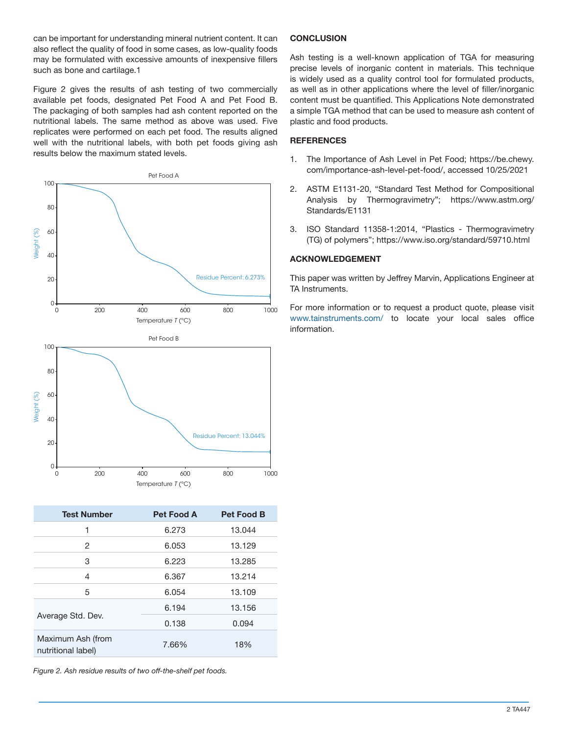can be important for understanding mineral nutrient content. It can also reflect the quality of food in some cases, as low-quality foods may be formulated with excessive amounts of inexpensive fillers such as bone and cartilage.[1]

Figure 2 gives the results of ash testing of two commercially available pet foods, designated Pet Food A and Pet Food B. The packaging of both samples had ash content reported on the nutritional labels. The same method as above was used. Five replicates were performed on each pet food. The results aligned well with the nutritional labels, with both pet foods giving ash results below the maximum stated levels.

Pet Food A

Weight (%)

Temperature $T$ (°C)

Residue Percent: 6.273%

0
20
40
60
80
100

0
200
400
600
800
1000

Pet Food B

Weight (%)

Temperature $T$ (°C)

Residue Percent: 13.044%

0
20
40
60
80
100

0
200
400
600
800
1000

| Test Number | Pet Food A | Pet Food B |
|---|---|---|
| 1 | 6.273 | 13.044 |
| 2 | 6.053 | 13.129 |
| 3 | 6.223 | 13.285 |
| 4 | 6.367 | 13.214 |
| 5 | 6.054 | 13.109 |
| Average Std. Dev. | 6.194 | 13.156 |
| | 0.138 | 0.094 |
| Maximum Ash (from nutritional label) | 7.66% | 18% |

*Figure 2. Ash residue results of two off-the-shelf pet foods.*

## CONCLUSION

Ash testing is a well-known application of TGA for measuring precise levels of inorganic content in materials. This technique is widely used as a quality control tool for formulated products, as well as in other applications where the level of filler/inorganic content must be quantified. This Applications Note demonstrated a simple TGA method that can be used to measure ash content of plastic and food products.

## REFERENCES

1. The Importance of Ash Level in Pet Food; https://be.chewy.com/importance-ash-level-pet-food/, accessed 10/25/2021
2. ASTM E1131-20, "Standard Test Method for Compositional Analysis by Thermogravimetry"; https://www.astm.org/Standards/E1131
3. ISO Standard 11358-1:2014, "Plastics - Thermogravimetry (TG) of polymers"; https://www.iso.org/standard/59710.html

## ACKNOWLEDGEMENT

This paper was written by Jeffrey Marvin, Applications Engineer at TA Instruments.

For more information or to request a product quote, please visit www.tainstruments.com/ to locate your local sales office information.